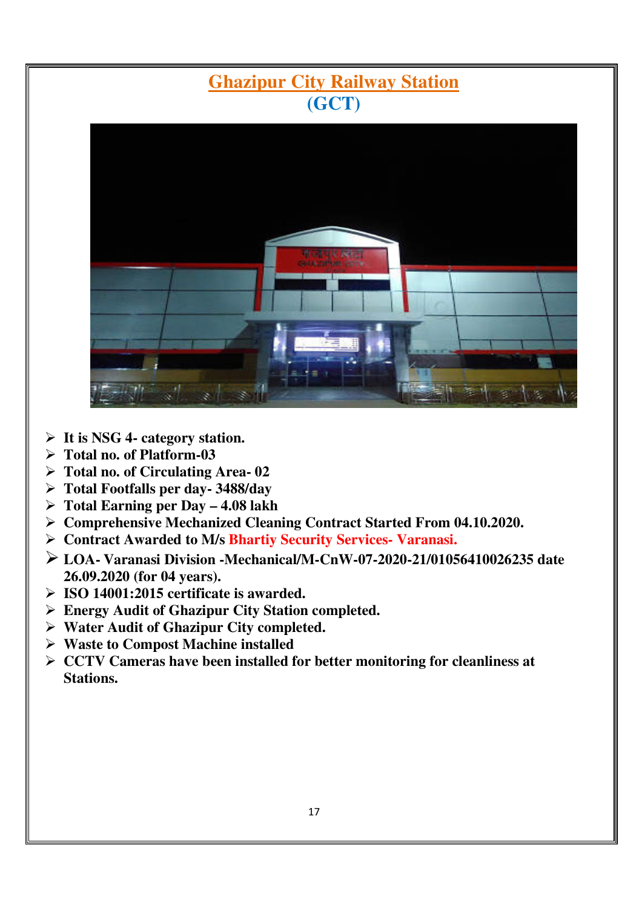# Ghazipur City Railway Station
## (GCT)

- It is NSG 4- category station.
- Total no. of Platform-03
- Total no. of Circulating Area- 02
- Total Footfalls per day- 3488/day
- Total Earning per Day – 4.08 lakh
- Comprehensive Mechanized Cleaning Contract Started From 04.10.2020.
- Contract Awarded to M/s Bhartiy Security Services- Varanasi.
- LOA- Varanasi Division -Mechanical/M-CnW-07-2020-21/01056410026235 date 26.09.2020 (for 04 years).
- ISO 14001:2015 certificate is awarded.
- Energy Audit of Ghazipur City Station completed.
- Water Audit of Ghazipur City completed.
- Waste to Compost Machine installed
- CCTV Cameras have been installed for better monitoring for cleanliness at Stations.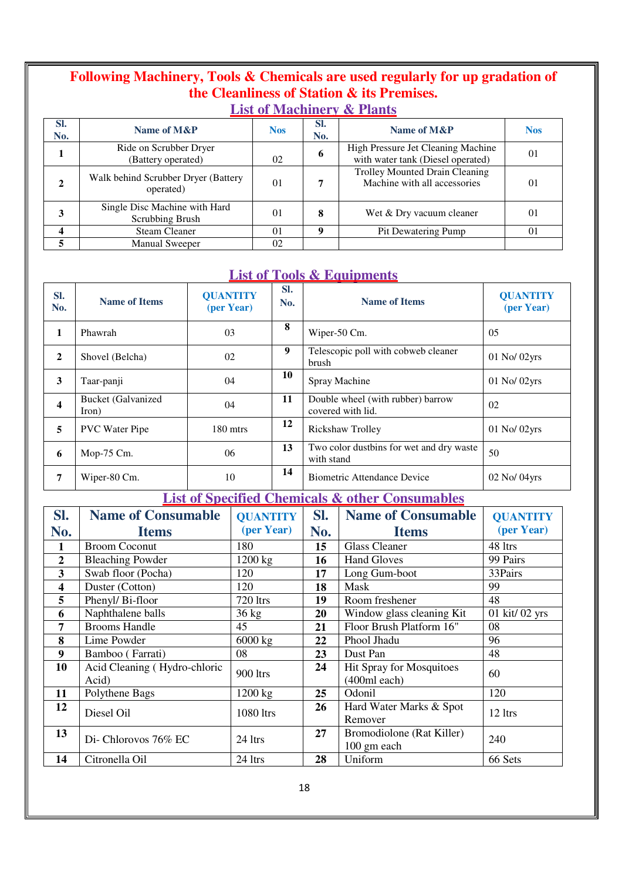## Following Machinery, Tools & Chemicals are used regularly for up gradation of the Cleanliness of Station & its Premises.

### List of Machinery & Plants

| Sl. No. | Name of M&P | Nos | Sl. No. | Name of M&P | Nos |
|---|---|---|---|---|---|
| 1 | Ride on Scrubber Dryer (Battery operated) | 02 | 6 | High Pressure Jet Cleaning Machine with water tank (Diesel operated) | 01 |
| 2 | Walk behind Scrubber Dryer (Battery operated) | 01 | 7 | Trolley Mounted Drain Cleaning Machine with all accessories | 01 |
| 3 | Single Disc Machine with Hard Scrubbing Brush | 01 | 8 | Wet & Dry vacuum cleaner | 01 |
| 4 | Steam Cleaner | 01 | 9 | Pit Dewatering Pump | 01 |
| 5 | Manual Sweeper | 02 | | | |

### List of Tools & Equipments

| Sl. No. | Name of Items | QUANTITY (per Year) | Sl. No. | Name of Items | QUANTITY (per Year) |
|---|---|---|---|---|---|
| 1 | Phawrah | 03 | 8 | Wiper-50 Cm. | 05 |
| 2 | Shovel (Belcha) | 02 | 9 | Telescopic poll with cobweb cleaner brush | 01 No/ 02yrs |
| 3 | Taar-panji | 04 | 10 | Spray Machine | 01 No/ 02yrs |
| 4 | Bucket (Galvanized Iron) | 04 | 11 | Double wheel (with rubber) barrow covered with lid. | 02 |
| 5 | PVC Water Pipe | 180 mtrs | 12 | Rickshaw Trolley | 01 No/ 02yrs |
| 6 | Mop-75 Cm. | 06 | 13 | Two color dustbins for wet and dry waste with stand | 50 |
| 7 | Wiper-80 Cm. | 10 | 14 | Biometric Attendance Device | 02 No/ 04yrs |

### List of Specified Chemicals & other Consumables

| Sl. No. | Name of Consumable Items | QUANTITY (per Year) | Sl. No. | Name of Consumable Items | QUANTITY (per Year) |
|---|---|---|---|---|---|
| 1 | Broom Coconut | 180 | 15 | Glass Cleaner | 48 ltrs |
| 2 | Bleaching Powder | 1200 kg | 16 | Hand Gloves | 99 Pairs |
| 3 | Swab floor (Pocha) | 120 | 17 | Long Gum-boot | 33Pairs |
| 4 | Duster (Cotton) | 120 | 18 | Mask | 99 |
| 5 | Phenyl/ Bi-floor | 720 ltrs | 19 | Room freshener | 48 |
| 6 | Naphthalene balls | 36 kg | 20 | Window glass cleaning Kit | 01 kit/ 02 yrs |
| 7 | Brooms Handle | 45 | 21 | Floor Brush Platform 16" | 08 |
| 8 | Lime Powder | 6000 kg | 22 | Phool Jhadu | 96 |
| 9 | Bamboo ( Farrati) | 08 | 23 | Dust Pan | 48 |
| 10 | Acid Cleaning ( Hydro-chloric Acid) | 900 ltrs | 24 | Hit Spray for Mosquitoes (400ml each) | 60 |
| 11 | Polythene Bags | 1200 kg | 25 | Odonil | 120 |
| 12 | Diesel Oil | 1080 ltrs | 26 | Hard Water Marks & Spot Remover | 12 ltrs |
| 13 | Di- Chlorovos 76% EC | 24 ltrs | 27 | Bromodiolone (Rat Killer) 100 gm each | 240 |
| 14 | Citronella Oil | 24 ltrs | 28 | Uniform | 66 Sets |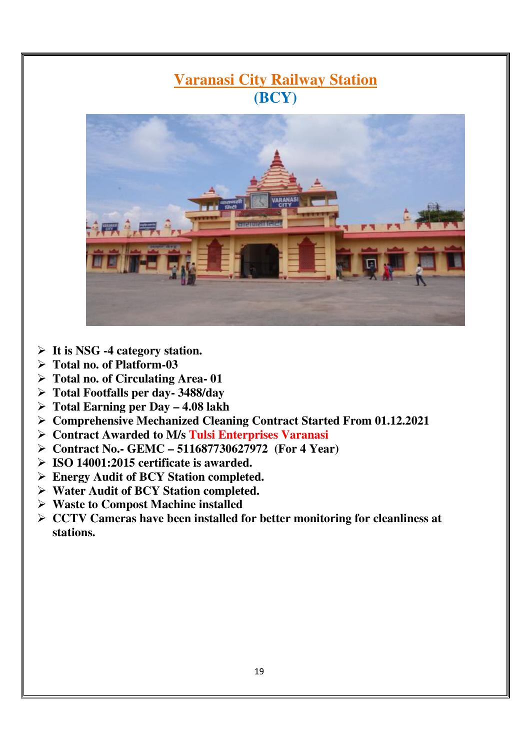# Varanasi City Railway Station
## (BCY)

- **It is NSG -4 category station.**
- **Total no. of Platform-03**
- **Total no. of Circulating Area- 01**
- **Total Footfalls per day- 3488/day**
- **Total Earning per Day – 4.08 lakh**
- **Comprehensive Mechanized Cleaning Contract Started From 01.12.2021**
- **Contract Awarded to M/s Tulsi Enterprises Varanasi**
- **Contract No.- GEMC – 511687730627972 (For 4 Year)**
- **ISO 14001:2015 certificate is awarded.**
- **Energy Audit of BCY Station completed.**
- **Water Audit of BCY Station completed.**
- **Waste to Compost Machine installed**
- **CCTV Cameras have been installed for better monitoring for cleanliness at stations.**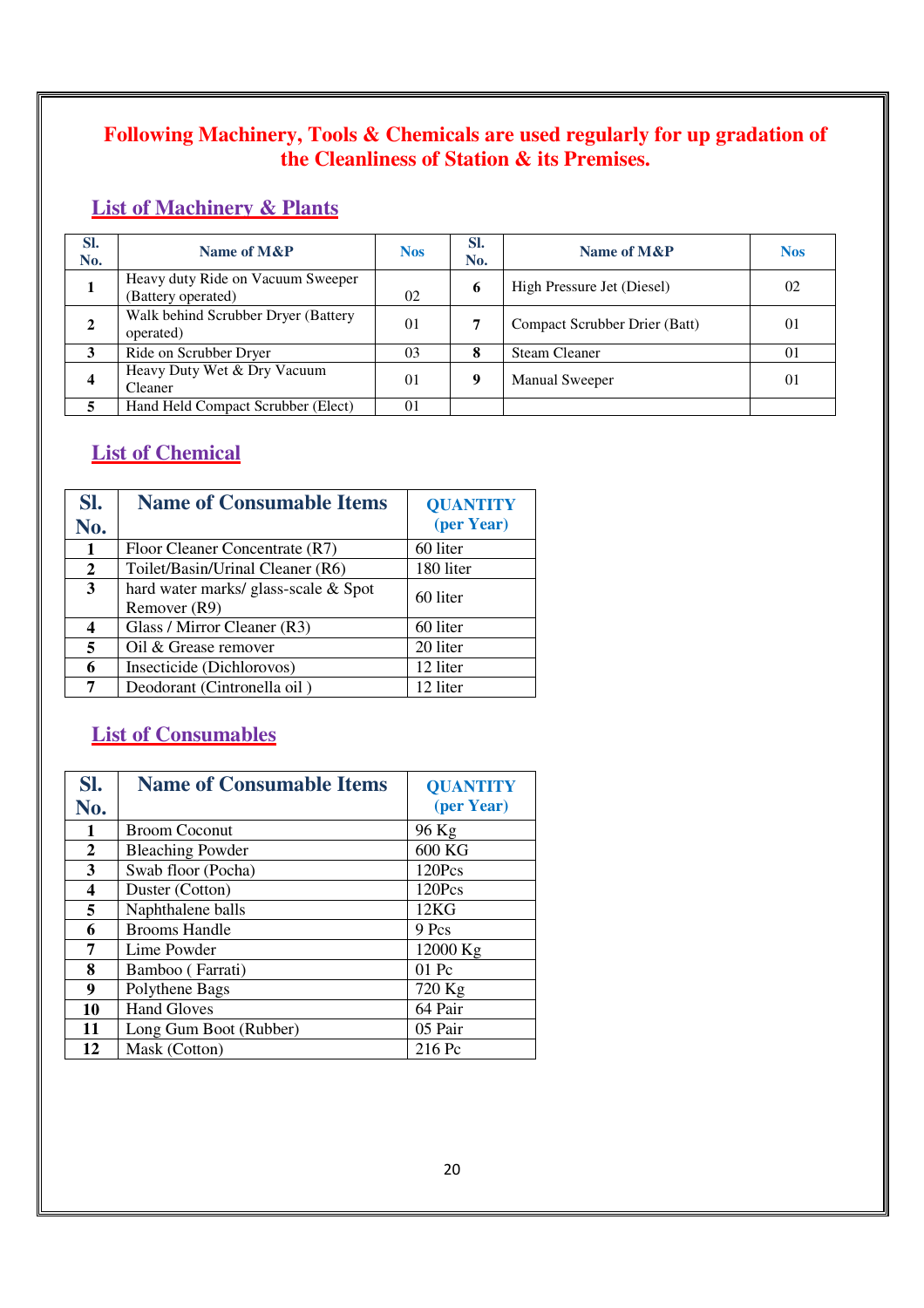## Following Machinery, Tools & Chemicals are used regularly for up gradation of the Cleanliness of Station & its Premises.

### List of Machinery & Plants

| Sl. No. | Name of M&P | Nos | Sl. No. | Name of M&P | Nos |
|---|---|---|---|---|---|
| 1 | Heavy duty Ride on Vacuum Sweeper (Battery operated) | 02 | 6 | High Pressure Jet (Diesel) | 02 |
| 2 | Walk behind Scrubber Dryer (Battery operated) | 01 | 7 | Compact Scrubber Drier (Batt) | 01 |
| 3 | Ride on Scrubber Dryer | 03 | 8 | Steam Cleaner | 01 |
| 4 | Heavy Duty Wet & Dry Vacuum Cleaner | 01 | 9 | Manual Sweeper | 01 |
| 5 | Hand Held Compact Scrubber (Elect) | 01 | | | |

### List of Chemical

| Sl. No. | Name of Consumable Items | QUANTITY (per Year) |
|---|---|---|
| 1 | Floor Cleaner Concentrate (R7) | 60 liter |
| 2 | Toilet/Basin/Urinal Cleaner (R6) | 180 liter |
| 3 | hard water marks/ glass-scale & Spot Remover (R9) | 60 liter |
| 4 | Glass / Mirror Cleaner (R3) | 60 liter |
| 5 | Oil & Grease remover | 20 liter |
| 6 | Insecticide (Dichlorovos) | 12 liter |
| 7 | Deodorant (Cintronella oil ) | 12 liter |

### List of Consumables

| Sl. No. | Name of Consumable Items | QUANTITY (per Year) |
|---|---|---|
| 1 | Broom Coconut | 96 Kg |
| 2 | Bleaching Powder | 600 KG |
| 3 | Swab floor (Pocha) | 120Pcs |
| 4 | Duster (Cotton) | 120Pcs |
| 5 | Naphthalene balls | 12KG |
| 6 | Brooms Handle | 9 Pcs |
| 7 | Lime Powder | 12000 Kg |
| 8 | Bamboo ( Farrati) | 01 Pc |
| 9 | Polythene Bags | 720 Kg |
| 10 | Hand Gloves | 64 Pair |
| 11 | Long Gum Boot (Rubber) | 05 Pair |
| 12 | Mask (Cotton) | 216 Pc |